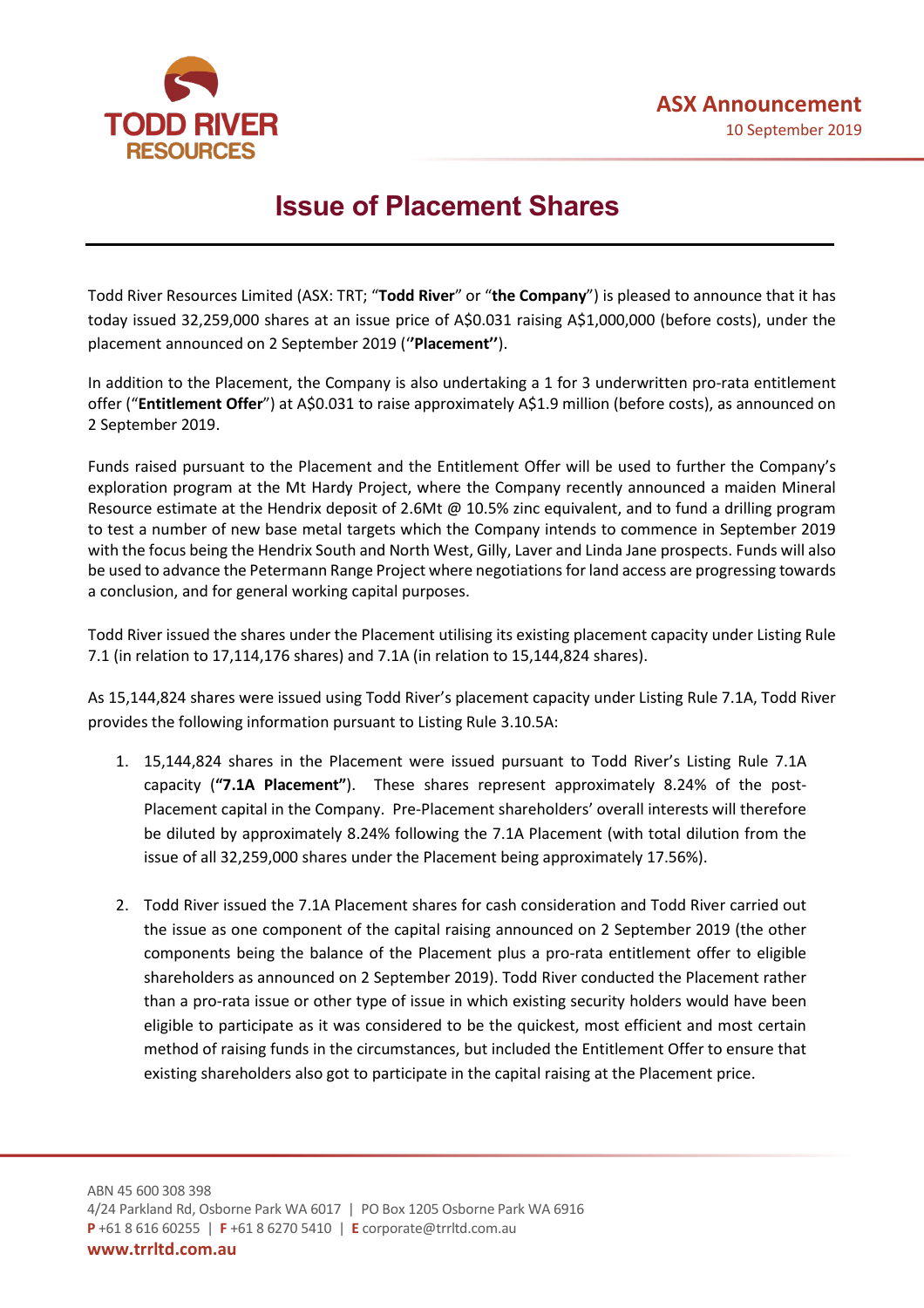**TODD RIVER RESOURCES**

**ASX Announcement**
10 September 2019

# Issue of Placement Shares

Todd River Resources Limited (ASX: TRT; "**Todd River**" or "**the Company**") is pleased to announce that it has today issued 32,259,000 shares at an issue price of A$0.031 raising A$1,000,000 (before costs), under the placement announced on 2 September 2019 ("**Placement**").

In addition to the Placement, the Company is also undertaking a 1 for 3 underwritten pro-rata entitlement offer ("**Entitlement Offer**") at A$0.031 to raise approximately A$1.9 million (before costs), as announced on 2 September 2019.

Funds raised pursuant to the Placement and the Entitlement Offer will be used to further the Company's exploration program at the Mt Hardy Project, where the Company recently announced a maiden Mineral Resource estimate at the Hendrix deposit of 2.6Mt @ 10.5% zinc equivalent, and to fund a drilling program to test a number of new base metal targets which the Company intends to commence in September 2019 with the focus being the Hendrix South and North West, Gilly, Laver and Linda Jane prospects. Funds will also be used to advance the Petermann Range Project where negotiations for land access are progressing towards a conclusion, and for general working capital purposes.

Todd River issued the shares under the Placement utilising its existing placement capacity under Listing Rule 7.1 (in relation to 17,114,176 shares) and 7.1A (in relation to 15,144,824 shares).

As 15,144,824 shares were issued using Todd River's placement capacity under Listing Rule 7.1A, Todd River provides the following information pursuant to Listing Rule 3.10.5A:

1. 15,144,824 shares in the Placement were issued pursuant to Todd River's Listing Rule 7.1A capacity (**"7.1A Placement"**). These shares represent approximately 8.24% of the post-Placement capital in the Company. Pre-Placement shareholders' overall interests will therefore be diluted by approximately 8.24% following the 7.1A Placement (with total dilution from the issue of all 32,259,000 shares under the Placement being approximately 17.56%).

2. Todd River issued the 7.1A Placement shares for cash consideration and Todd River carried out the issue as one component of the capital raising announced on 2 September 2019 (the other components being the balance of the Placement plus a pro-rata entitlement offer to eligible shareholders as announced on 2 September 2019). Todd River conducted the Placement rather than a pro-rata issue or other type of issue in which existing security holders would have been eligible to participate as it was considered to be the quickest, most efficient and most certain method of raising funds in the circumstances, but included the Entitlement Offer to ensure that existing shareholders also got to participate in the capital raising at the Placement price.

ABN 45 600 308 398
4/24 Parkland Rd, Osborne Park WA 6017 | PO Box 1205 Osborne Park WA 6916
**P** +61 8 616 60255 | **F** +61 8 6270 5410 | **E** corporate@trrltd.com.au
**www.trrltd.com.au**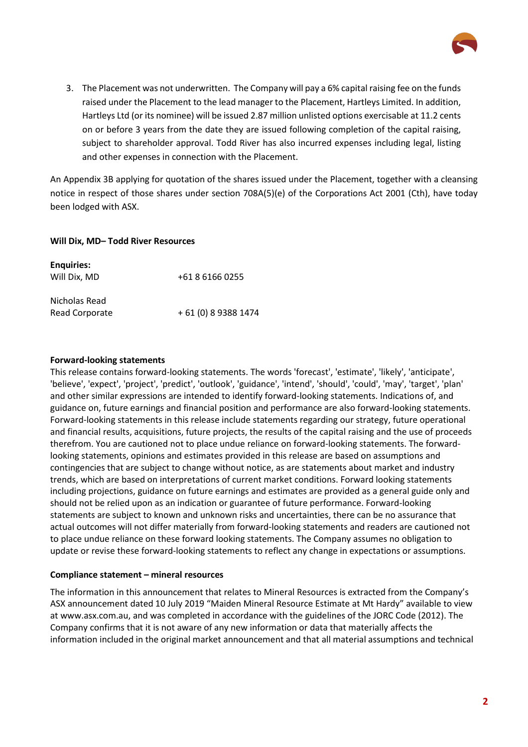3. The Placement was not underwritten. The Company will pay a 6% capital raising fee on the funds raised under the Placement to the lead manager to the Placement, Hartleys Limited. In addition, Hartleys Ltd (or its nominee) will be issued 2.87 million unlisted options exercisable at 11.2 cents on or before 3 years from the date they are issued following completion of the capital raising, subject to shareholder approval. Todd River has also incurred expenses including legal, listing and other expenses in connection with the Placement.

An Appendix 3B applying for quotation of the shares issued under the Placement, together with a cleansing notice in respect of those shares under section 708A(5)(e) of the Corporations Act 2001 (Cth), have today been lodged with ASX.

**Will Dix, MD– Todd River Resources**

**Enquiries:**
Will Dix, MD +61 8 6166 0255

Nicholas Read
Read Corporate + 61 (0) 8 9388 1474

**Forward-looking statements**

This release contains forward-looking statements. The words 'forecast', 'estimate', 'likely', 'anticipate', 'believe', 'expect', 'project', 'predict', 'outlook', 'guidance', 'intend', 'should', 'could', 'may', 'target', 'plan' and other similar expressions are intended to identify forward-looking statements. Indications of, and guidance on, future earnings and financial position and performance are also forward-looking statements. Forward-looking statements in this release include statements regarding our strategy, future operational and financial results, acquisitions, future projects, the results of the capital raising and the use of proceeds therefrom. You are cautioned not to place undue reliance on forward-looking statements. The forward-looking statements, opinions and estimates provided in this release are based on assumptions and contingencies that are subject to change without notice, as are statements about market and industry trends, which are based on interpretations of current market conditions. Forward looking statements including projections, guidance on future earnings and estimates are provided as a general guide only and should not be relied upon as an indication or guarantee of future performance. Forward-looking statements are subject to known and unknown risks and uncertainties, there can be no assurance that actual outcomes will not differ materially from forward-looking statements and readers are cautioned not to place undue reliance on these forward looking statements. The Company assumes no obligation to update or revise these forward-looking statements to reflect any change in expectations or assumptions.

**Compliance statement – mineral resources**

The information in this announcement that relates to Mineral Resources is extracted from the Company's ASX announcement dated 10 July 2019 "Maiden Mineral Resource Estimate at Mt Hardy" available to view at www.asx.com.au, and was completed in accordance with the guidelines of the JORC Code (2012). The Company confirms that it is not aware of any new information or data that materially affects the information included in the original market announcement and that all material assumptions and technical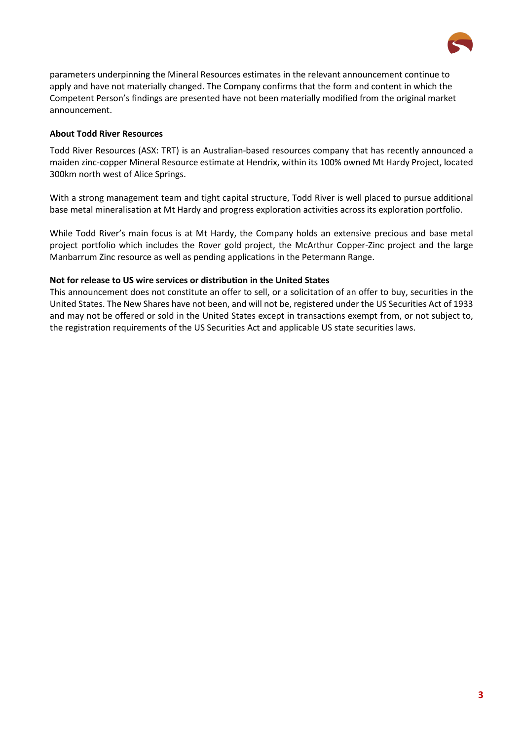parameters underpinning the Mineral Resources estimates in the relevant announcement continue to apply and have not materially changed. The Company confirms that the form and content in which the Competent Person's findings are presented have not been materially modified from the original market announcement.

**About Todd River Resources**

Todd River Resources (ASX: TRT) is an Australian-based resources company that has recently announced a maiden zinc-copper Mineral Resource estimate at Hendrix, within its 100% owned Mt Hardy Project, located 300km north west of Alice Springs.

With a strong management team and tight capital structure, Todd River is well placed to pursue additional base metal mineralisation at Mt Hardy and progress exploration activities across its exploration portfolio.

While Todd River's main focus is at Mt Hardy, the Company holds an extensive precious and base metal project portfolio which includes the Rover gold project, the McArthur Copper-Zinc project and the large Manbarrum Zinc resource as well as pending applications in the Petermann Range.

**Not for release to US wire services or distribution in the United States**

This announcement does not constitute an offer to sell, or a solicitation of an offer to buy, securities in the United States. The New Shares have not been, and will not be, registered under the US Securities Act of 1933 and may not be offered or sold in the United States except in transactions exempt from, or not subject to, the registration requirements of the US Securities Act and applicable US state securities laws.